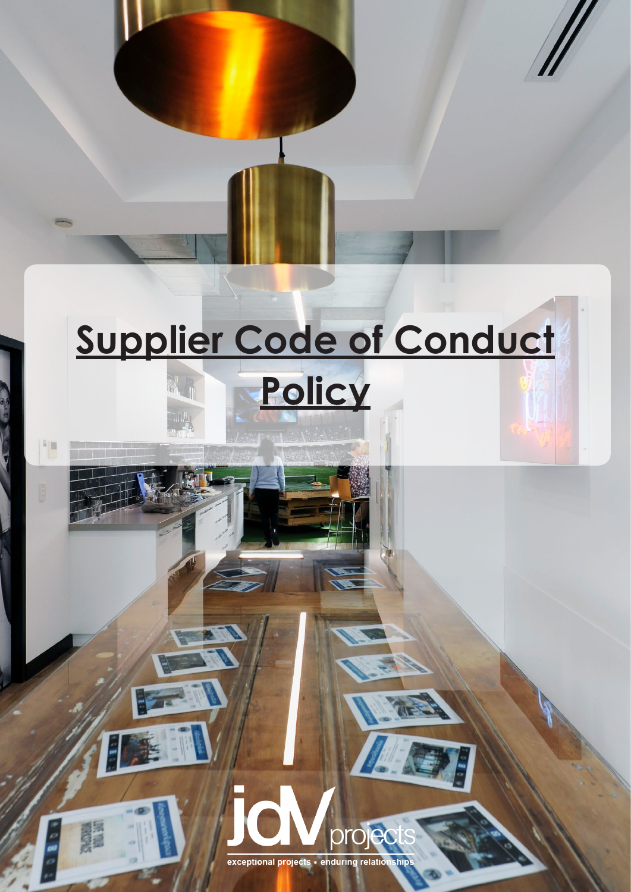# Supplier Code of Conduct Policy

jdV projects

exceptional projects • enduring relationships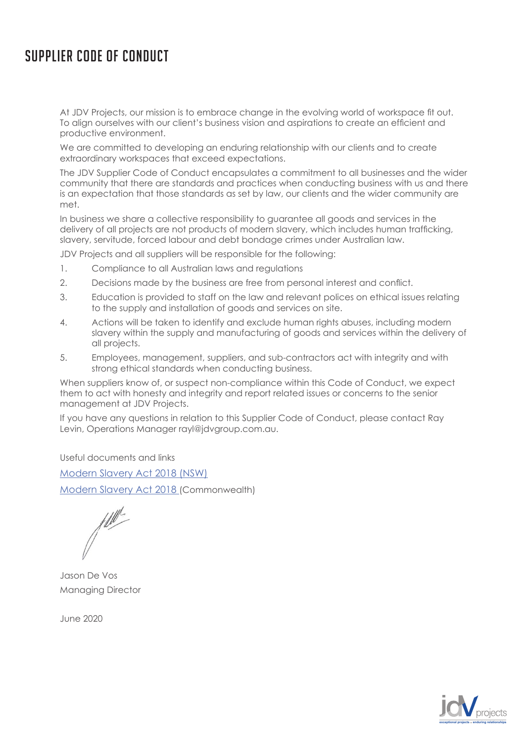# SUPPLIER CODE OF CONDUCT

At JDV Projects, our mission is to embrace change in the evolving world of workspace fit out. To align ourselves with our client's business vision and aspirations to create an efficient and productive environment.

We are committed to developing an enduring relationship with our clients and to create extraordinary workspaces that exceed expectations.

The JDV Supplier Code of Conduct encapsulates a commitment to all businesses and the wider community that there are standards and practices when conducting business with us and there is an expectation that those standards as set by law, our clients and the wider community are met.

In business we share a collective responsibility to guarantee all goods and services in the delivery of all projects are not products of modern slavery, which includes human trafficking, slavery, servitude, forced labour and debt bondage crimes under Australian law.

JDV Projects and all suppliers will be responsible for the following:

1. Compliance to all Australian laws and regulations
2. Decisions made by the business are free from personal interest and conflict.
3. Education is provided to staff on the law and relevant polices on ethical issues relating to the supply and installation of goods and services on site.
4. Actions will be taken to identify and exclude human rights abuses, including modern slavery within the supply and manufacturing of goods and services within the delivery of all projects.
5. Employees, management, suppliers, and sub-contractors act with integrity and with strong ethical standards when conducting business.

When suppliers know of, or suspect non-compliance within this Code of Conduct, we expect them to act with honesty and integrity and report related issues or concerns to the senior management at JDV Projects.

If you have any questions in relation to this Supplier Code of Conduct, please contact Ray Levin, Operations Manager rayl@jdvgroup.com.au.

Useful documents and links

Modern Slavery Act 2018 (NSW)

Modern Slavery Act 2018 (Commonwealth)

Jason De Vos
Managing Director

June 2020